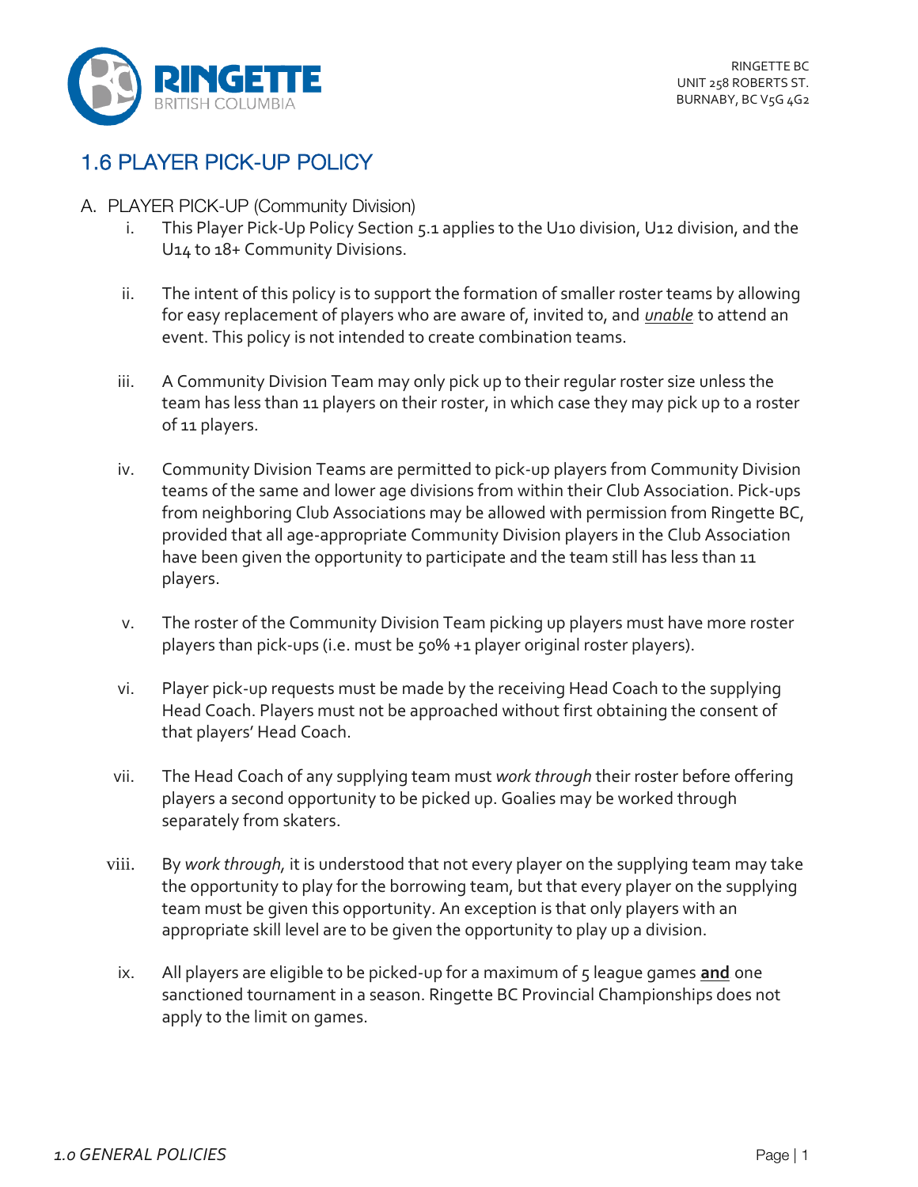## 1.6 PLAYER PICK-UP POLICY

A. PLAYER PICK-UP (Community Division)

i. This Player Pick-Up Policy Section 5.1 applies to the U10 division, U12 division, and the U14 to 18+ Community Divisions.

ii. The intent of this policy is to support the formation of smaller roster teams by allowing for easy replacement of players who are aware of, invited to, and ***unable*** to attend an event. This policy is not intended to create combination teams.

iii. A Community Division Team may only pick up to their regular roster size unless the team has less than 11 players on their roster, in which case they may pick up to a roster of 11 players.

iv. Community Division Teams are permitted to pick-up players from Community Division teams of the same and lower age divisions from within their Club Association. Pick-ups from neighboring Club Associations may be allowed with permission from Ringette BC, provided that all age-appropriate Community Division players in the Club Association have been given the opportunity to participate and the team still has less than 11 players.

v. The roster of the Community Division Team picking up players must have more roster players than pick-ups (i.e. must be 50% +1 player original roster players).

vi. Player pick-up requests must be made by the receiving Head Coach to the supplying Head Coach. Players must not be approached without first obtaining the consent of that players' Head Coach.

vii. The Head Coach of any supplying team must *work through* their roster before offering players a second opportunity to be picked up. Goalies may be worked through separately from skaters.

viii. By *work through*, it is understood that not every player on the supplying team may take the opportunity to play for the borrowing team, but that every player on the supplying team must be given this opportunity. An exception is that only players with an appropriate skill level are to be given the opportunity to play up a division.

ix. All players are eligible to be picked-up for a maximum of 5 league games **and** one sanctioned tournament in a season. Ringette BC Provincial Championships does not apply to the limit on games.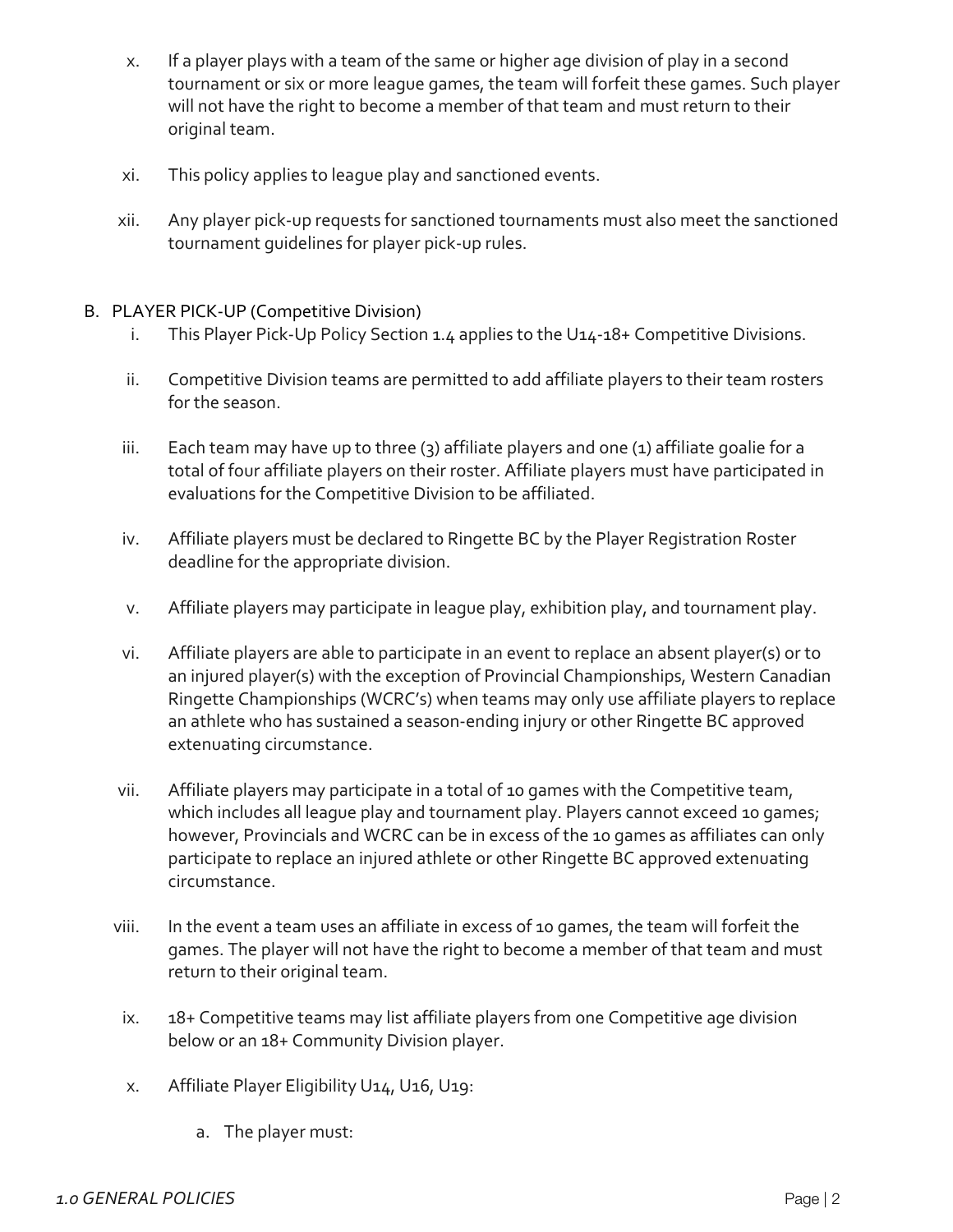x. If a player plays with a team of the same or higher age division of play in a second tournament or six or more league games, the team will forfeit these games. Such player will not have the right to become a member of that team and must return to their original team.

xi. This policy applies to league play and sanctioned events.

xii. Any player pick-up requests for sanctioned tournaments must also meet the sanctioned tournament guidelines for player pick-up rules.

B. PLAYER PICK-UP (Competitive Division)

i. This Player Pick-Up Policy Section 1.4 applies to the U14-18+ Competitive Divisions.

ii. Competitive Division teams are permitted to add affiliate players to their team rosters for the season.

iii. Each team may have up to three (3) affiliate players and one (1) affiliate goalie for a total of four affiliate players on their roster. Affiliate players must have participated in evaluations for the Competitive Division to be affiliated.

iv. Affiliate players must be declared to Ringette BC by the Player Registration Roster deadline for the appropriate division.

v. Affiliate players may participate in league play, exhibition play, and tournament play.

vi. Affiliate players are able to participate in an event to replace an absent player(s) or to an injured player(s) with the exception of Provincial Championships, Western Canadian Ringette Championships (WCRC's) when teams may only use affiliate players to replace an athlete who has sustained a season-ending injury or other Ringette BC approved extenuating circumstance.

vii. Affiliate players may participate in a total of 10 games with the Competitive team, which includes all league play and tournament play. Players cannot exceed 10 games; however, Provincials and WCRC can be in excess of the 10 games as affiliates can only participate to replace an injured athlete or other Ringette BC approved extenuating circumstance.

viii. In the event a team uses an affiliate in excess of 10 games, the team will forfeit the games. The player will not have the right to become a member of that team and must return to their original team.

ix. 18+ Competitive teams may list affiliate players from one Competitive age division below or an 18+ Community Division player.

x. Affiliate Player Eligibility U14, U16, U19:

a. The player must: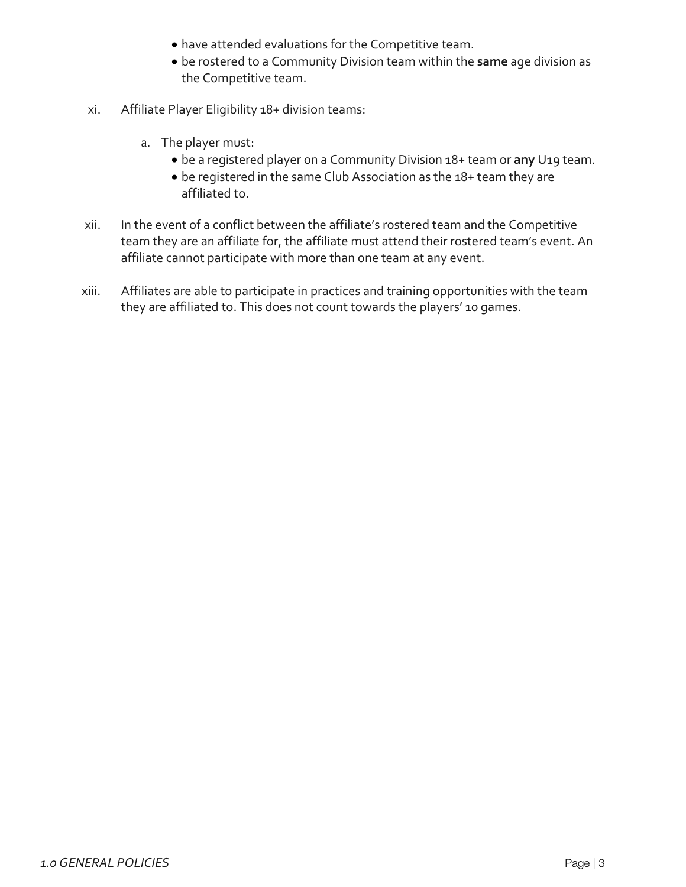- have attended evaluations for the Competitive team.
- be rostered to a Community Division team within the **same** age division as the Competitive team.

xi. Affiliate Player Eligibility 18+ division teams:

   a. The player must:
      - be a registered player on a Community Division 18+ team or **any** U19 team.
      - be registered in the same Club Association as the 18+ team they are affiliated to.

xii. In the event of a conflict between the affiliate's rostered team and the Competitive team they are an affiliate for, the affiliate must attend their rostered team's event. An affiliate cannot participate with more than one team at any event.

xiii. Affiliates are able to participate in practices and training opportunities with the team they are affiliated to. This does not count towards the players' 10 games.